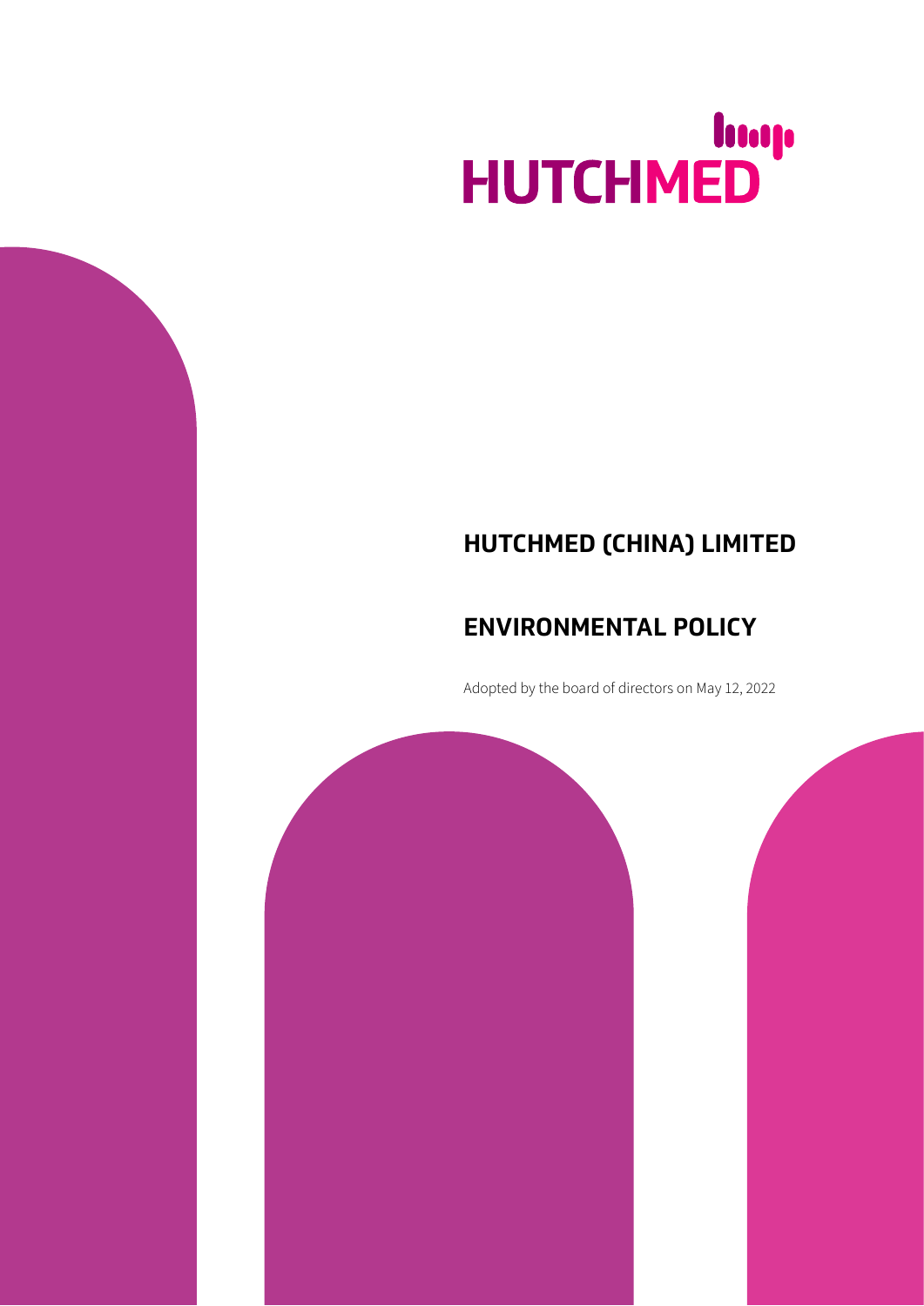HUTCHMED

# HUTCHMED (CHINA) LIMITED

# ENVIRONMENTAL POLICY

Adopted by the board of directors on May 12, 2022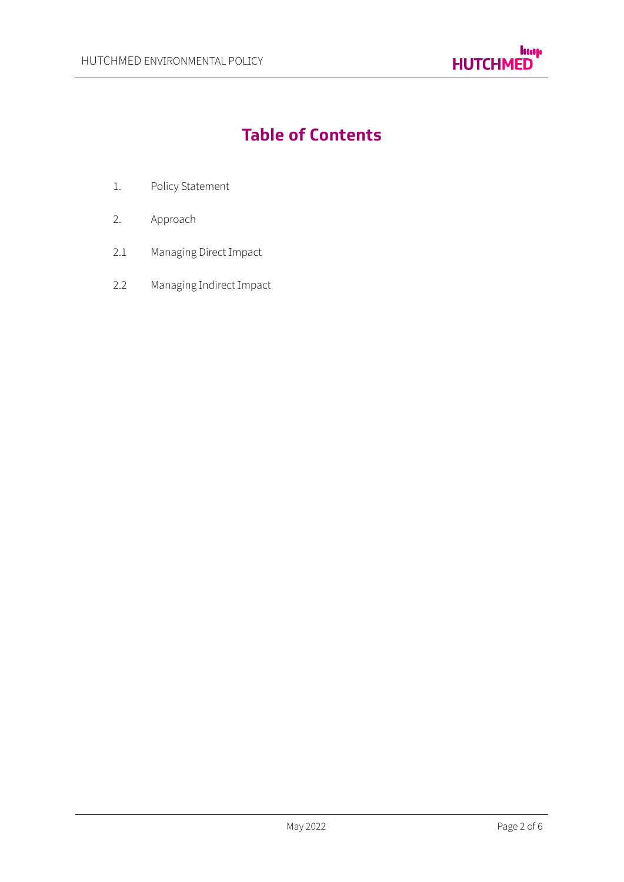# Table of Contents

1. Policy Statement
2. Approach

2.1 Managing Direct Impact

2.2 Managing Indirect Impact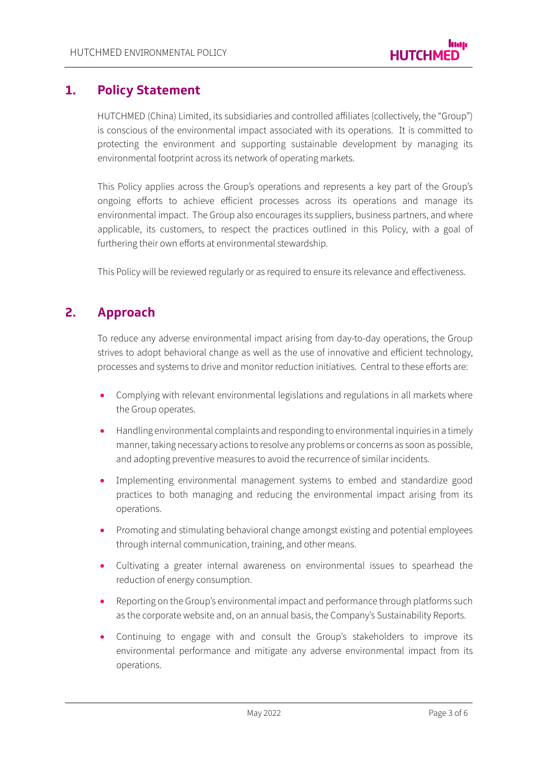## 1. Policy Statement

HUTCHMED (China) Limited, its subsidiaries and controlled affiliates (collectively, the "Group") is conscious of the environmental impact associated with its operations. It is committed to protecting the environment and supporting sustainable development by managing its environmental footprint across its network of operating markets.

This Policy applies across the Group's operations and represents a key part of the Group's ongoing efforts to achieve efficient processes across its operations and manage its environmental impact. The Group also encourages its suppliers, business partners, and where applicable, its customers, to respect the practices outlined in this Policy, with a goal of furthering their own efforts at environmental stewardship.

This Policy will be reviewed regularly or as required to ensure its relevance and effectiveness.

## 2. Approach

To reduce any adverse environmental impact arising from day-to-day operations, the Group strives to adopt behavioral change as well as the use of innovative and efficient technology, processes and systems to drive and monitor reduction initiatives. Central to these efforts are:

- Complying with relevant environmental legislations and regulations in all markets where the Group operates.
- Handling environmental complaints and responding to environmental inquiries in a timely manner, taking necessary actions to resolve any problems or concerns as soon as possible, and adopting preventive measures to avoid the recurrence of similar incidents.
- Implementing environmental management systems to embed and standardize good practices to both managing and reducing the environmental impact arising from its operations.
- Promoting and stimulating behavioral change amongst existing and potential employees through internal communication, training, and other means.
- Cultivating a greater internal awareness on environmental issues to spearhead the reduction of energy consumption.
- Reporting on the Group's environmental impact and performance through platforms such as the corporate website and, on an annual basis, the Company's Sustainability Reports.
- Continuing to engage with and consult the Group's stakeholders to improve its environmental performance and mitigate any adverse environmental impact from its operations.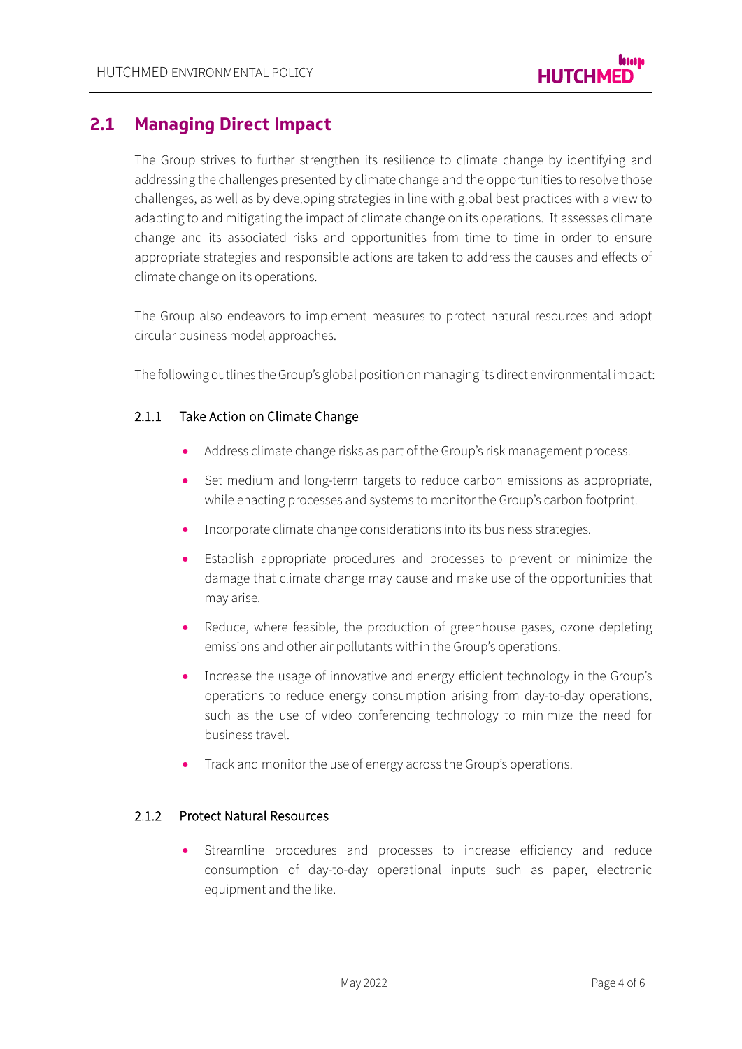## 2.1 Managing Direct Impact

The Group strives to further strengthen its resilience to climate change by identifying and addressing the challenges presented by climate change and the opportunities to resolve those challenges, as well as by developing strategies in line with global best practices with a view to adapting to and mitigating the impact of climate change on its operations. It assesses climate change and its associated risks and opportunities from time to time in order to ensure appropriate strategies and responsible actions are taken to address the causes and effects of climate change on its operations.

The Group also endeavors to implement measures to protect natural resources and adopt circular business model approaches.

The following outlines the Group's global position on managing its direct environmental impact:

### 2.1.1 Take Action on Climate Change

- Address climate change risks as part of the Group's risk management process.
- Set medium and long-term targets to reduce carbon emissions as appropriate, while enacting processes and systems to monitor the Group's carbon footprint.
- Incorporate climate change considerations into its business strategies.
- Establish appropriate procedures and processes to prevent or minimize the damage that climate change may cause and make use of the opportunities that may arise.
- Reduce, where feasible, the production of greenhouse gases, ozone depleting emissions and other air pollutants within the Group's operations.
- Increase the usage of innovative and energy efficient technology in the Group's operations to reduce energy consumption arising from day-to-day operations, such as the use of video conferencing technology to minimize the need for business travel.
- Track and monitor the use of energy across the Group's operations.

### 2.1.2 Protect Natural Resources

- Streamline procedures and processes to increase efficiency and reduce consumption of day-to-day operational inputs such as paper, electronic equipment and the like.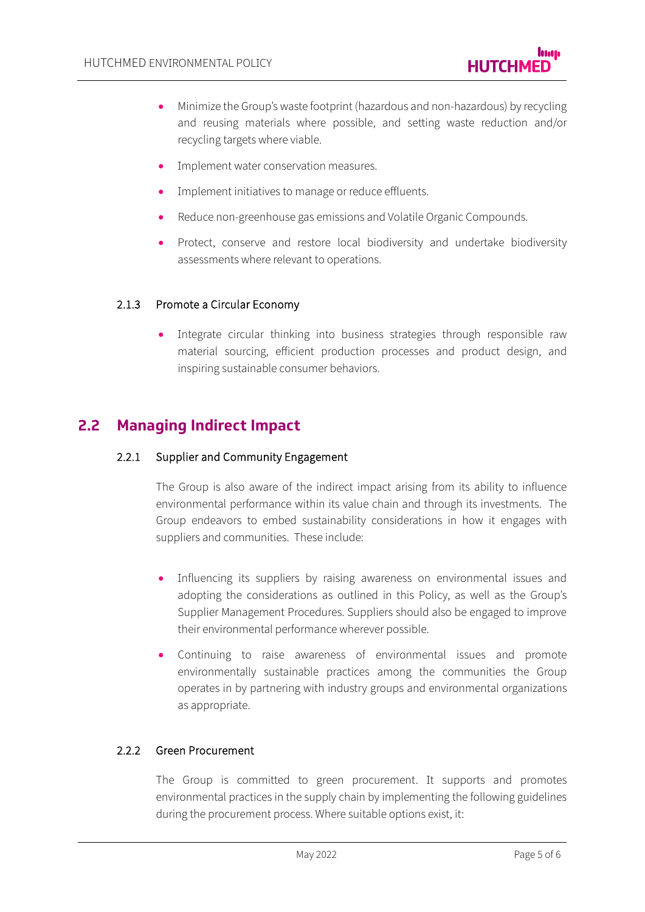- Minimize the Group's waste footprint (hazardous and non-hazardous) by recycling and reusing materials where possible, and setting waste reduction and/or recycling targets where viable.
- Implement water conservation measures.
- Implement initiatives to manage or reduce effluents.
- Reduce non-greenhouse gas emissions and Volatile Organic Compounds.
- Protect, conserve and restore local biodiversity and undertake biodiversity assessments where relevant to operations.

### 2.1.3 Promote a Circular Economy

- Integrate circular thinking into business strategies through responsible raw material sourcing, efficient production processes and product design, and inspiring sustainable consumer behaviors.

## 2.2 Managing Indirect Impact

### 2.2.1 Supplier and Community Engagement

The Group is also aware of the indirect impact arising from its ability to influence environmental performance within its value chain and through its investments. The Group endeavors to embed sustainability considerations in how it engages with suppliers and communities. These include:

- Influencing its suppliers by raising awareness on environmental issues and adopting the considerations as outlined in this Policy, as well as the Group's Supplier Management Procedures. Suppliers should also be engaged to improve their environmental performance wherever possible.
- Continuing to raise awareness of environmental issues and promote environmentally sustainable practices among the communities the Group operates in by partnering with industry groups and environmental organizations as appropriate.

### 2.2.2 Green Procurement

The Group is committed to green procurement. It supports and promotes environmental practices in the supply chain by implementing the following guidelines during the procurement process. Where suitable options exist, it: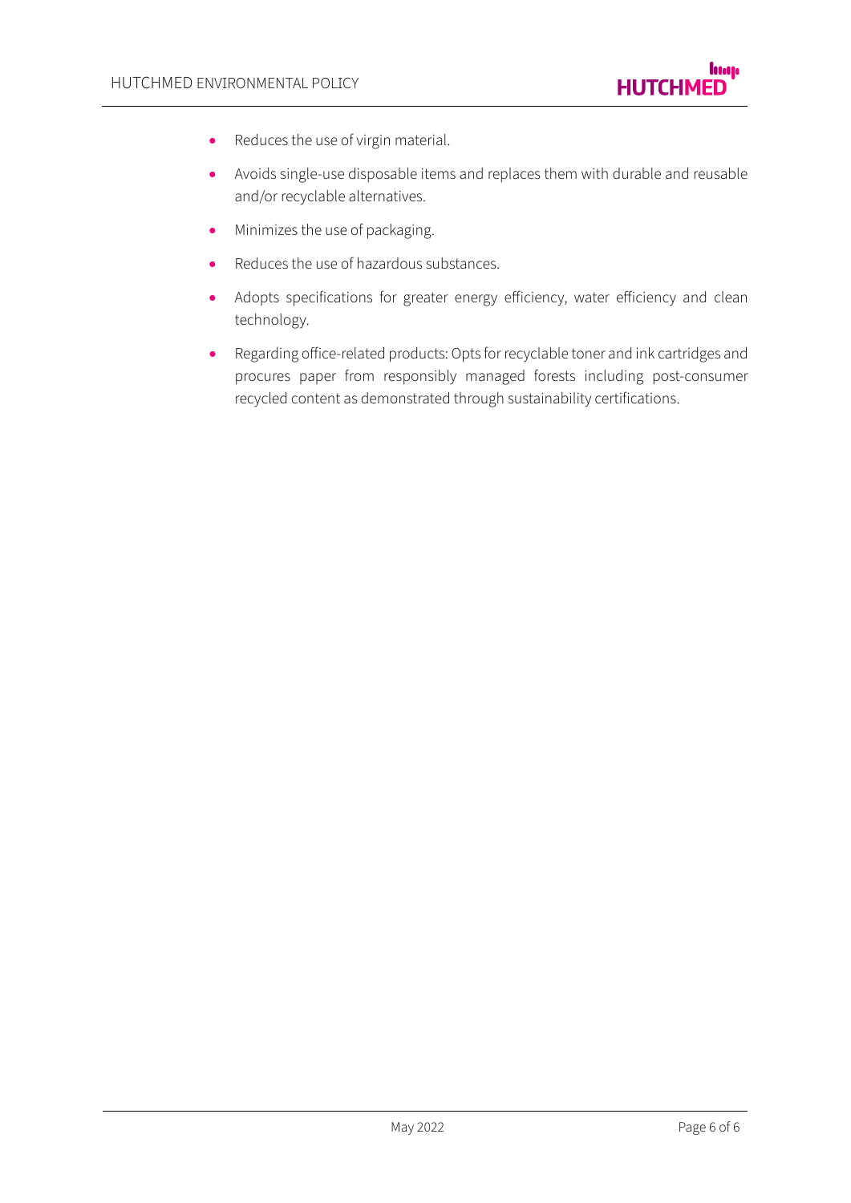- Reduces the use of virgin material.
- Avoids single-use disposable items and replaces them with durable and reusable and/or recyclable alternatives.
- Minimizes the use of packaging.
- Reduces the use of hazardous substances.
- Adopts specifications for greater energy efficiency, water efficiency and clean technology.
- Regarding office-related products: Opts for recyclable toner and ink cartridges and procures paper from responsibly managed forests including post-consumer recycled content as demonstrated through sustainability certifications.